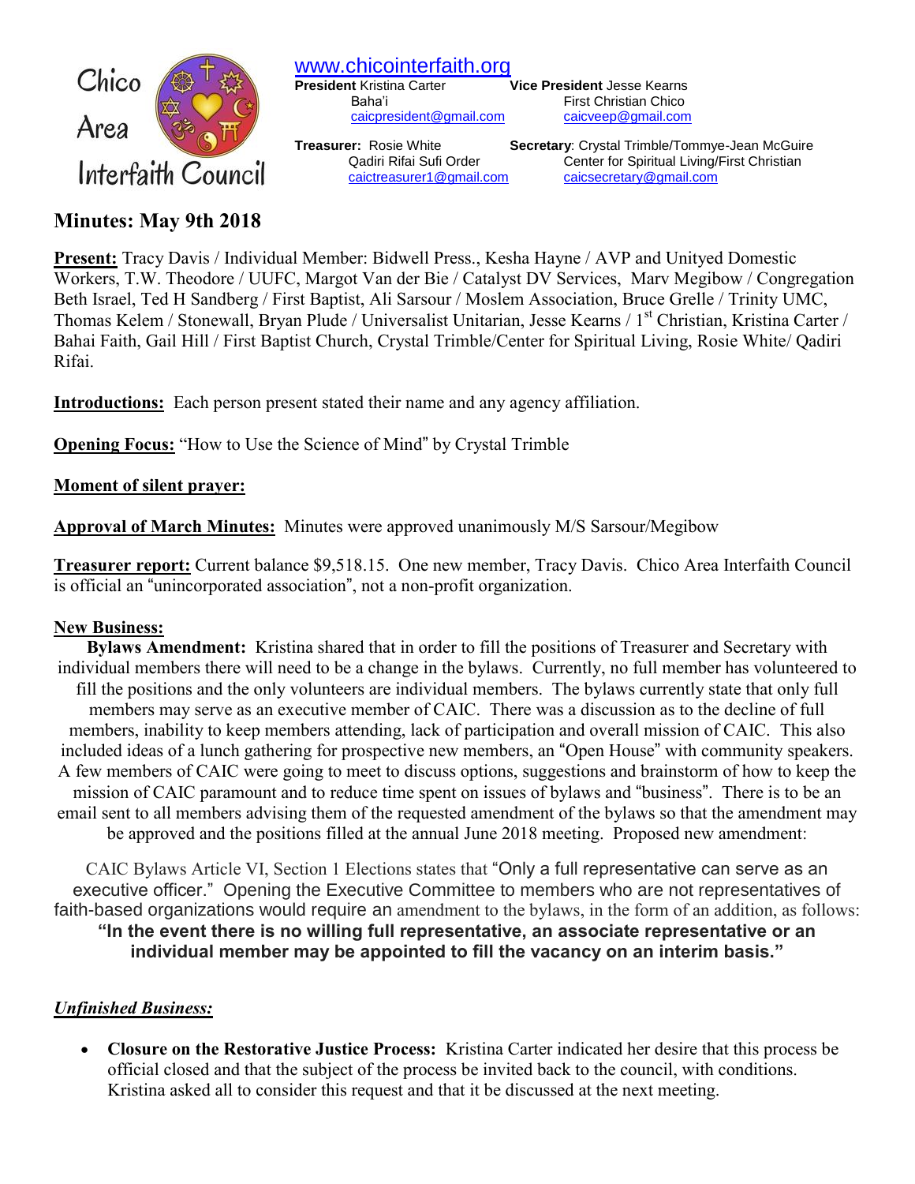Chico Area Interfaith Council

www.chicointerfaith.org

**President** Kristina Carter
Baha'i
caicpresident@gmail.com

**Vice President** Jesse Kearns
First Christian Chico
caicveep@gmail.com

**Treasurer:** Rosie White
Qadiri Rifai Sufi Order
caictreasurer1@gmail.com

**Secretary**: Crystal Trimble/Tommye-Jean McGuire
Center for Spiritual Living/First Christian
caicsecretary@gmail.com

# Minutes: May 9th 2018

**Present:** Tracy Davis / Individual Member: Bidwell Press., Kesha Hayne / AVP and Unityed Domestic Workers, T.W. Theodore / UUFC, Margot Van der Bie / Catalyst DV Services, Marv Megibow / Congregation Beth Israel, Ted H Sandberg / First Baptist, Ali Sarsour / Moslem Association, Bruce Grelle / Trinity UMC, Thomas Kelem / Stonewall, Bryan Plude / Universalist Unitarian, Jesse Kearns / 1st Christian, Kristina Carter / Bahai Faith, Gail Hill / First Baptist Church, Crystal Trimble/Center for Spiritual Living, Rosie White/ Qadiri Rifai.

**Introductions:** Each person present stated their name and any agency affiliation.

**Opening Focus:** "How to Use the Science of Mind" by Crystal Trimble

**Moment of silent prayer:**

**Approval of March Minutes:** Minutes were approved unanimously M/S Sarsour/Megibow

**Treasurer report:** Current balance $9,518.15. One new member, Tracy Davis. Chico Area Interfaith Council is official an "unincorporated association", not a non-profit organization.

**New Business:**

**Bylaws Amendment:** Kristina shared that in order to fill the positions of Treasurer and Secretary with individual members there will need to be a change in the bylaws. Currently, no full member has volunteered to fill the positions and the only volunteers are individual members. The bylaws currently state that only full members may serve as an executive member of CAIC. There was a discussion as to the decline of full members, inability to keep members attending, lack of participation and overall mission of CAIC. This also included ideas of a lunch gathering for prospective new members, an "Open House" with community speakers. A few members of CAIC were going to meet to discuss options, suggestions and brainstorm of how to keep the mission of CAIC paramount and to reduce time spent on issues of bylaws and "business". There is to be an email sent to all members advising them of the requested amendment of the bylaws so that the amendment may be approved and the positions filled at the annual June 2018 meeting. Proposed new amendment:

CAIC Bylaws Article VI, Section 1 Elections states that "Only a full representative can serve as an executive officer." Opening the Executive Committee to members who are not representatives of faith-based organizations would require an amendment to the bylaws, in the form of an addition, as follows:

**"In the event there is no willing full representative, an associate representative or an individual member may be appointed to fill the vacancy on an interim basis."**

***Unfinished Business:***

- **Closure on the Restorative Justice Process:** Kristina Carter indicated her desire that this process be official closed and that the subject of the process be invited back to the council, with conditions. Kristina asked all to consider this request and that it be discussed at the next meeting.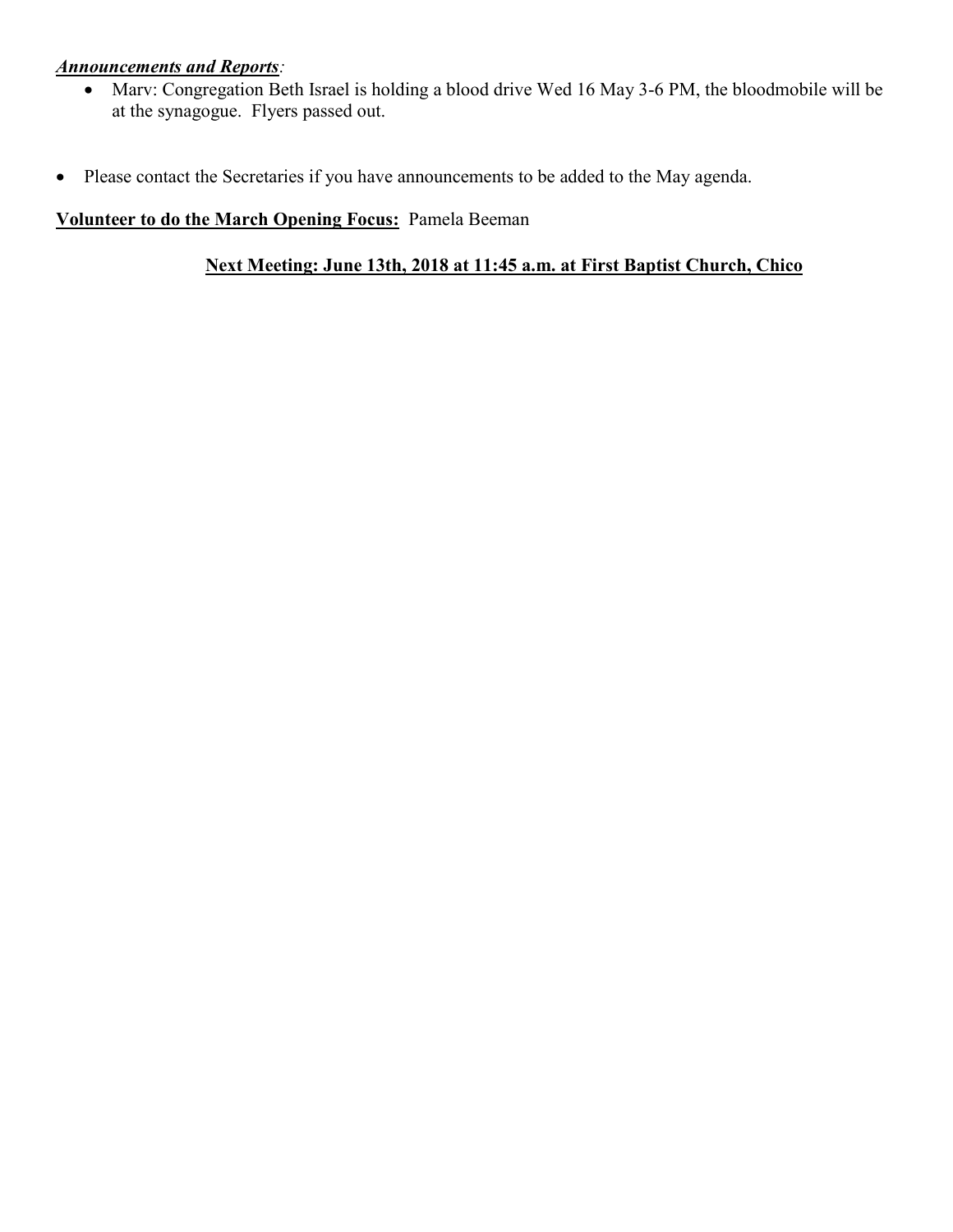***Announcements and Reports***:

- Marv: Congregation Beth Israel is holding a blood drive Wed 16 May 3-6 PM, the bloodmobile will be at the synagogue. Flyers passed out.

- Please contact the Secretaries if you have announcements to be added to the May agenda.

**Volunteer to do the March Opening Focus:** Pamela Beeman

**Next Meeting: June 13th, 2018 at 11:45 a.m. at First Baptist Church, Chico**